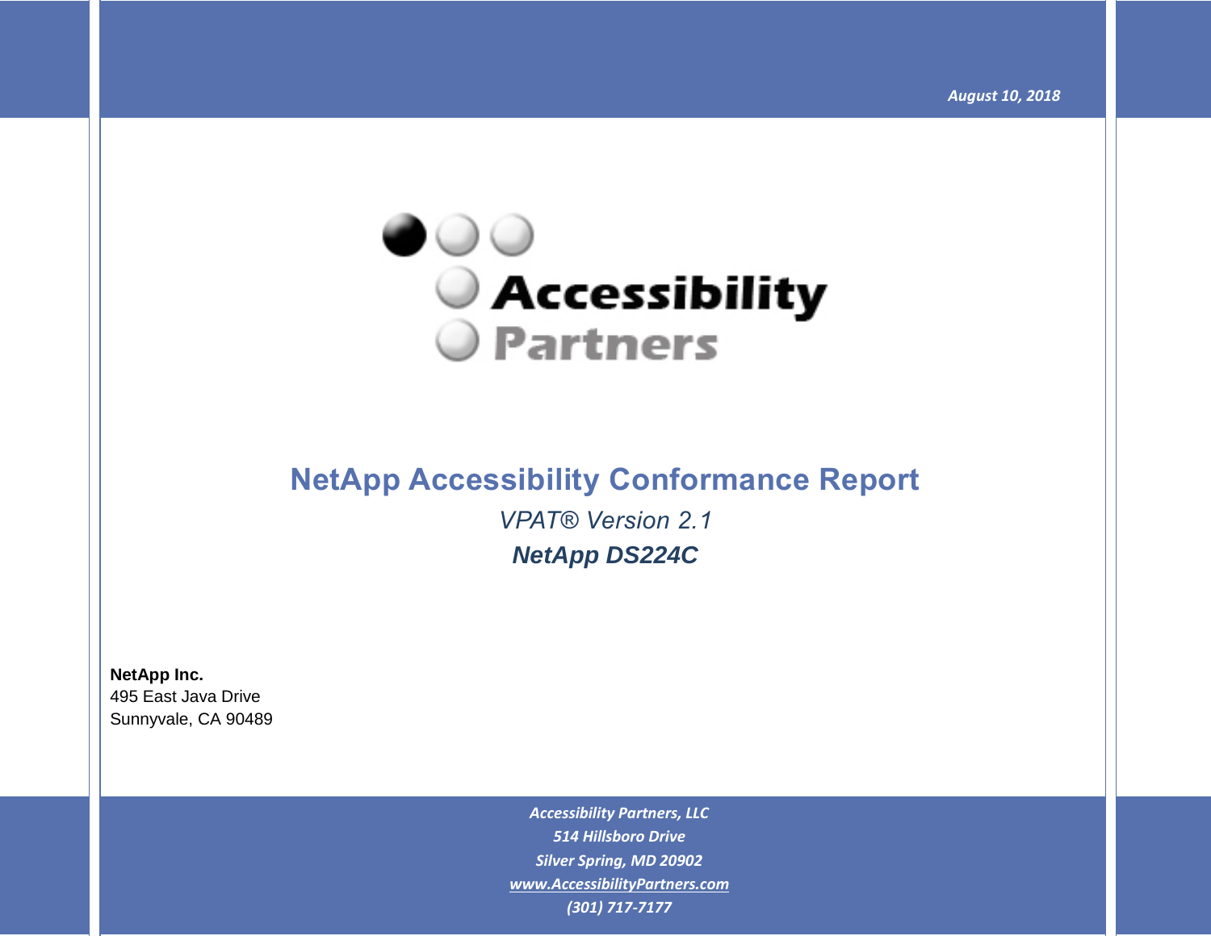*August 10, 2018*

Accessibility Partners

# NetApp Accessibility Conformance Report

*VPAT® Version 2.1*

***NetApp DS224C***

**NetApp Inc.**
495 East Java Drive
Sunnyvale, CA 90489

*Accessibility Partners, LLC*
*514 Hillsboro Drive*
*Silver Spring, MD 20902*
*www.AccessibilityPartners.com*
*(301) 717-7177*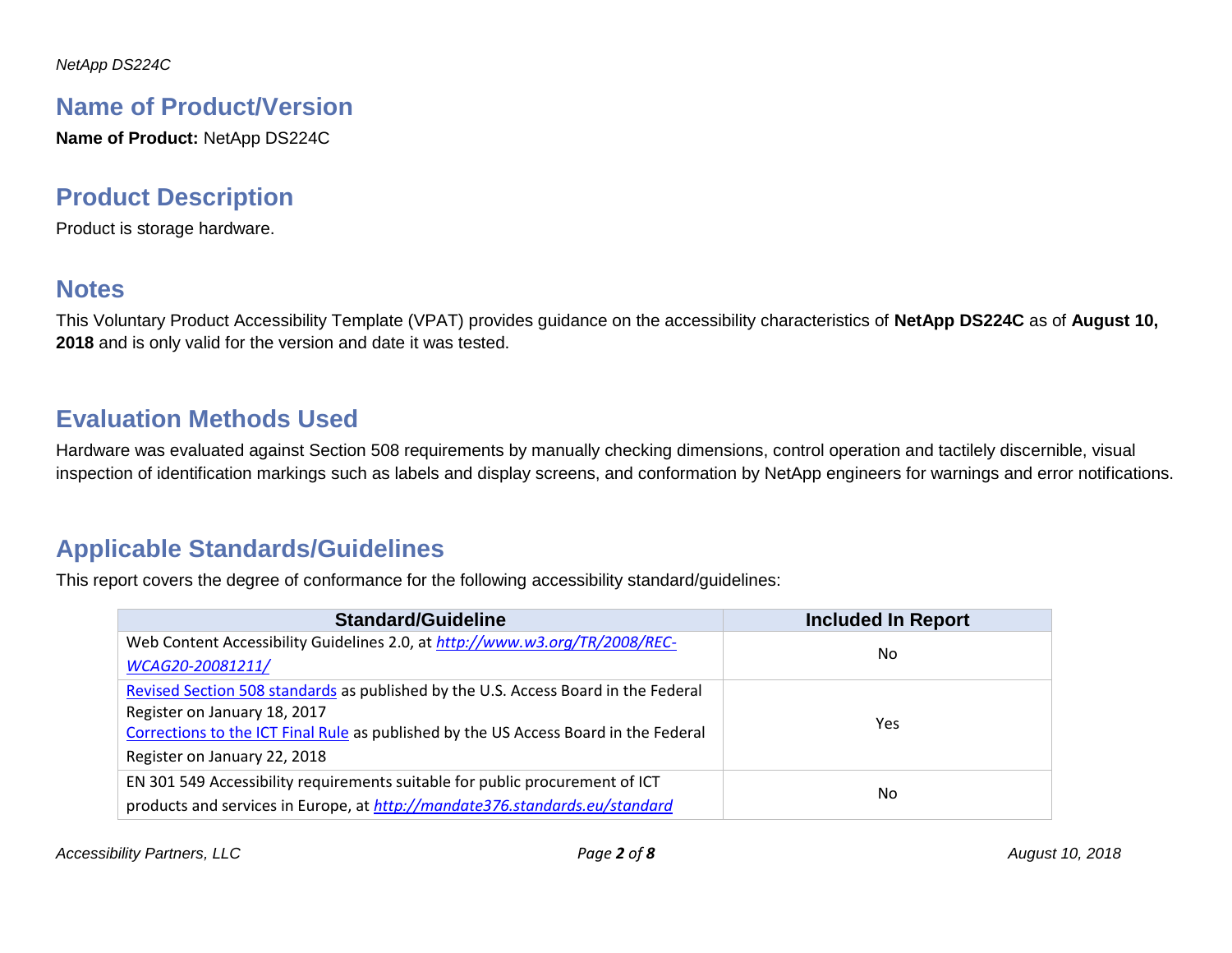## Name of Product/Version

**Name of Product:** NetApp DS224C

## Product Description

Product is storage hardware.

## Notes

This Voluntary Product Accessibility Template (VPAT) provides guidance on the accessibility characteristics of **NetApp DS224C** as of **August 10, 2018** and is only valid for the version and date it was tested.

## Evaluation Methods Used

Hardware was evaluated against Section 508 requirements by manually checking dimensions, control operation and tactilely discernible, visual inspection of identification markings such as labels and display screens, and conformation by NetApp engineers for warnings and error notifications.

## Applicable Standards/Guidelines

This report covers the degree of conformance for the following accessibility standard/guidelines:

| Standard/Guideline | Included In Report |
|---|---|
| Web Content Accessibility Guidelines 2.0, at *http://www.w3.org/TR/2008/REC-WCAG20-20081211/* | No |
| Revised Section 508 standards as published by the U.S. Access Board in the Federal Register on January 18, 2017<br>Corrections to the ICT Final Rule as published by the US Access Board in the Federal Register on January 22, 2018 | Yes |
| EN 301 549 Accessibility requirements suitable for public procurement of ICT products and services in Europe, at *http://mandate376.standards.eu/standard* | No |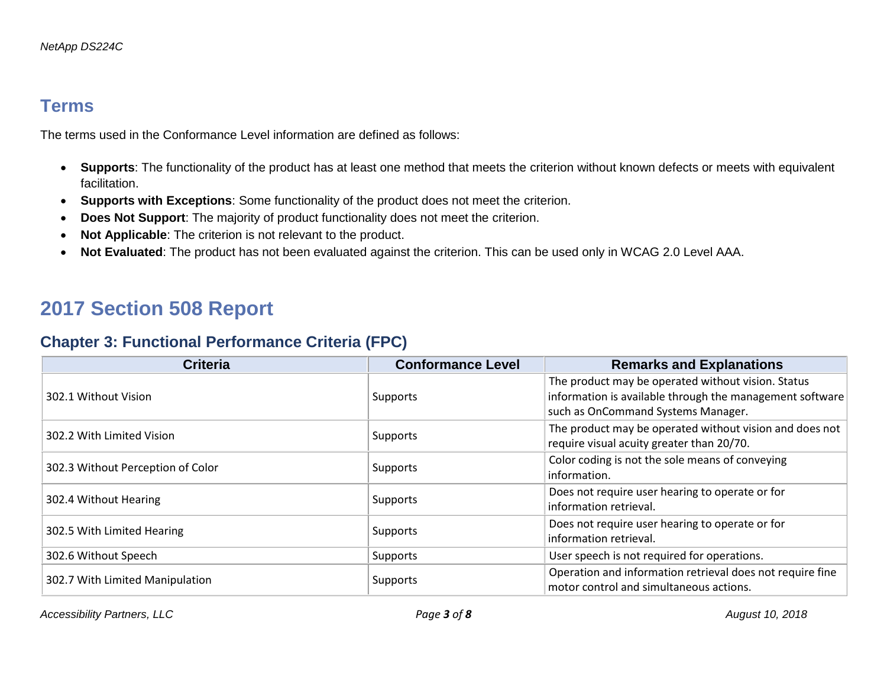## Terms

The terms used in the Conformance Level information are defined as follows:

- **Supports**: The functionality of the product has at least one method that meets the criterion without known defects or meets with equivalent facilitation.
- **Supports with Exceptions**: Some functionality of the product does not meet the criterion.
- **Does Not Support**: The majority of product functionality does not meet the criterion.
- **Not Applicable**: The criterion is not relevant to the product.
- **Not Evaluated**: The product has not been evaluated against the criterion. This can be used only in WCAG 2.0 Level AAA.

# 2017 Section 508 Report

## Chapter 3: Functional Performance Criteria (FPC)

| Criteria | Conformance Level | Remarks and Explanations |
| --- | --- | --- |
| 302.1 Without Vision | Supports | The product may be operated without vision. Status information is available through the management software such as OnCommand Systems Manager. |
| 302.2 With Limited Vision | Supports | The product may be operated without vision and does not require visual acuity greater than 20/70. |
| 302.3 Without Perception of Color | Supports | Color coding is not the sole means of conveying information. |
| 302.4 Without Hearing | Supports | Does not require user hearing to operate or for information retrieval. |
| 302.5 With Limited Hearing | Supports | Does not require user hearing to operate or for information retrieval. |
| 302.6 Without Speech | Supports | User speech is not required for operations. |
| 302.7 With Limited Manipulation | Supports | Operation and information retrieval does not require fine motor control and simultaneous actions. |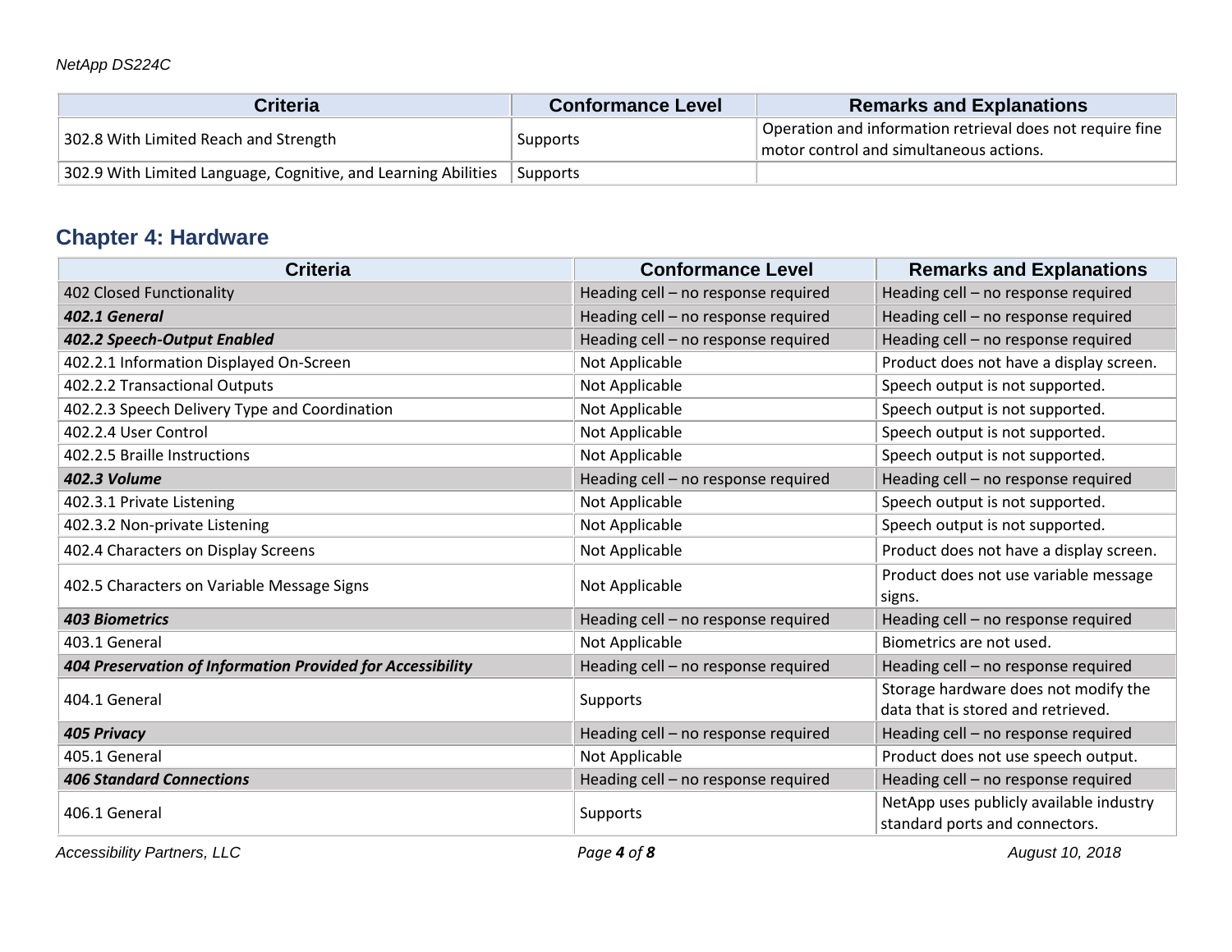| Criteria | Conformance Level | Remarks and Explanations |
| --- | --- | --- |
| 302.8 With Limited Reach and Strength | Supports | Operation and information retrieval does not require fine motor control and simultaneous actions. |
| 302.9 With Limited Language, Cognitive, and Learning Abilities | Supports | |

## Chapter 4: Hardware

| Criteria | Conformance Level | Remarks and Explanations |
| --- | --- | --- |
| 402 Closed Functionality | Heading cell – no response required | Heading cell – no response required |
| ***402.1 General*** | Heading cell – no response required | Heading cell – no response required |
| ***402.2 Speech-Output Enabled*** | Heading cell – no response required | Heading cell – no response required |
| 402.2.1 Information Displayed On-Screen | Not Applicable | Product does not have a display screen. |
| 402.2.2 Transactional Outputs | Not Applicable | Speech output is not supported. |
| 402.2.3 Speech Delivery Type and Coordination | Not Applicable | Speech output is not supported. |
| 402.2.4 User Control | Not Applicable | Speech output is not supported. |
| 402.2.5 Braille Instructions | Not Applicable | Speech output is not supported. |
| ***402.3 Volume*** | Heading cell – no response required | Heading cell – no response required |
| 402.3.1 Private Listening | Not Applicable | Speech output is not supported. |
| 402.3.2 Non-private Listening | Not Applicable | Speech output is not supported. |
| 402.4 Characters on Display Screens | Not Applicable | Product does not have a display screen. |
| 402.5 Characters on Variable Message Signs | Not Applicable | Product does not use variable message signs. |
| ***403 Biometrics*** | Heading cell – no response required | Heading cell – no response required |
| 403.1 General | Not Applicable | Biometrics are not used. |
| ***404 Preservation of Information Provided for Accessibility*** | Heading cell – no response required | Heading cell – no response required |
| 404.1 General | Supports | Storage hardware does not modify the data that is stored and retrieved. |
| ***405 Privacy*** | Heading cell – no response required | Heading cell – no response required |
| 405.1 General | Not Applicable | Product does not use speech output. |
| ***406 Standard Connections*** | Heading cell – no response required | Heading cell – no response required |
| 406.1 General | Supports | NetApp uses publicly available industry standard ports and connectors. |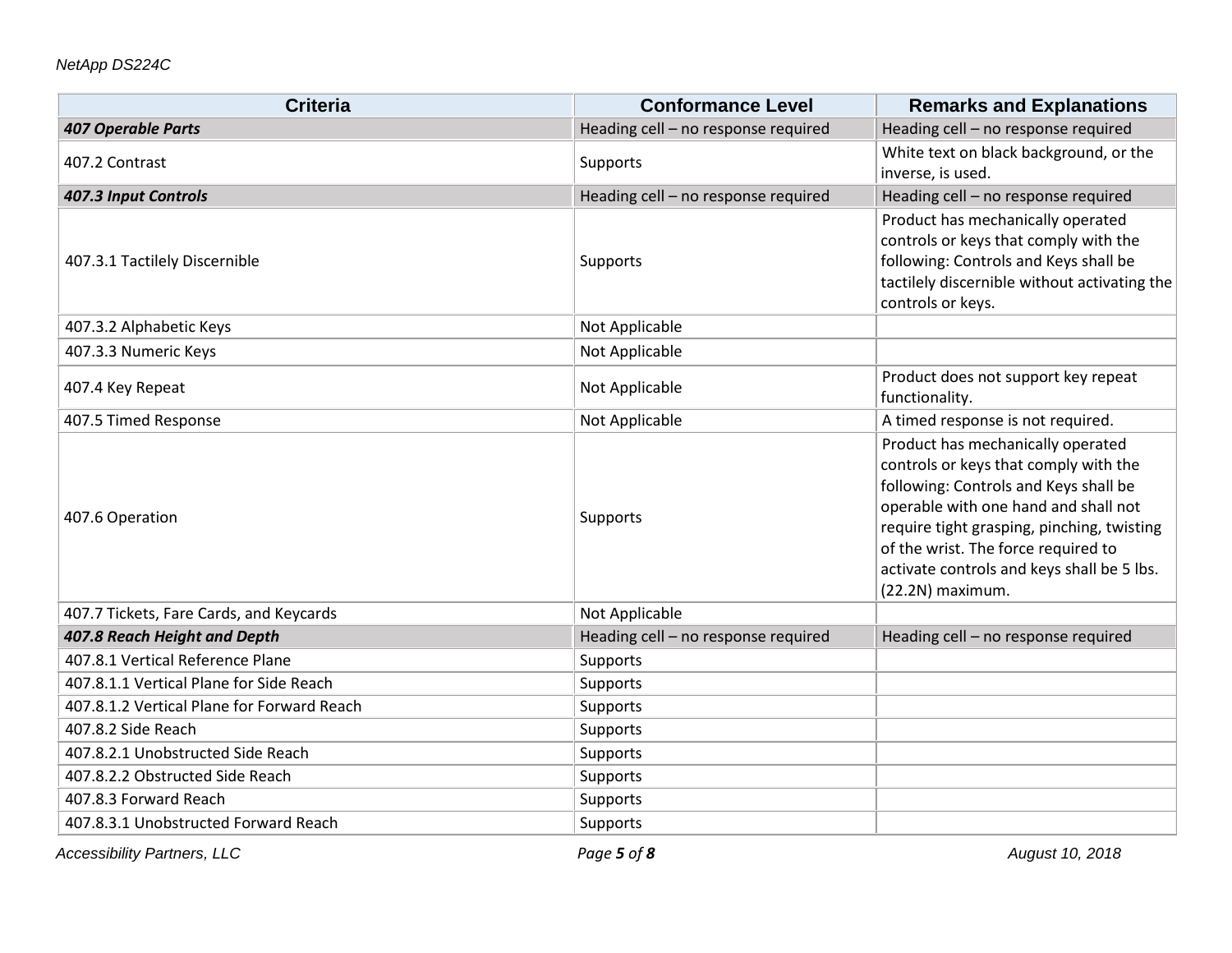| Criteria | Conformance Level | Remarks and Explanations |
| --- | --- | --- |
| ***407 Operable Parts*** | Heading cell – no response required | Heading cell – no response required |
| 407.2 Contrast | Supports | White text on black background, or the inverse, is used. |
| ***407.3 Input Controls*** | Heading cell – no response required | Heading cell – no response required |
| 407.3.1 Tactilely Discernible | Supports | Product has mechanically operated controls or keys that comply with the following: Controls and Keys shall be tactilely discernible without activating the controls or keys. |
| 407.3.2 Alphabetic Keys | Not Applicable | |
| 407.3.3 Numeric Keys | Not Applicable | |
| 407.4 Key Repeat | Not Applicable | Product does not support key repeat functionality. |
| 407.5 Timed Response | Not Applicable | A timed response is not required. |
| 407.6 Operation | Supports | Product has mechanically operated controls or keys that comply with the following: Controls and Keys shall be operable with one hand and shall not require tight grasping, pinching, twisting of the wrist. The force required to activate controls and keys shall be 5 lbs. (22.2N) maximum. |
| 407.7 Tickets, Fare Cards, and Keycards | Not Applicable | |
| ***407.8 Reach Height and Depth*** | Heading cell – no response required | Heading cell – no response required |
| 407.8.1 Vertical Reference Plane | Supports | |
| 407.8.1.1 Vertical Plane for Side Reach | Supports | |
| 407.8.1.2 Vertical Plane for Forward Reach | Supports | |
| 407.8.2 Side Reach | Supports | |
| 407.8.2.1 Unobstructed Side Reach | Supports | |
| 407.8.2.2 Obstructed Side Reach | Supports | |
| 407.8.3 Forward Reach | Supports | |
| 407.8.3.1 Unobstructed Forward Reach | Supports | |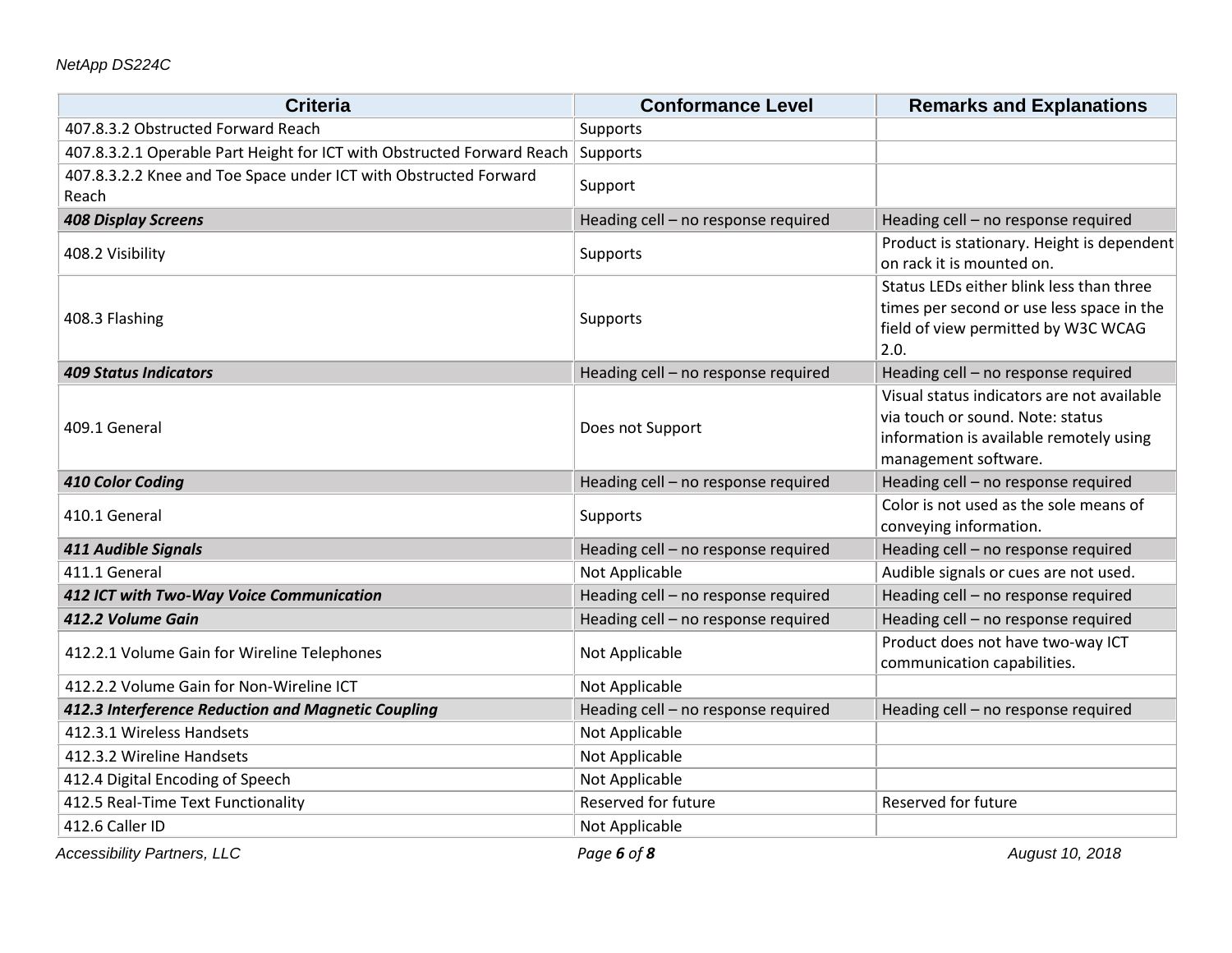| Criteria | Conformance Level | Remarks and Explanations |
|---|---|---|
| 407.8.3.2 Obstructed Forward Reach | Supports | |
| 407.8.3.2.1 Operable Part Height for ICT with Obstructed Forward Reach | Supports | |
| 407.8.3.2.2 Knee and Toe Space under ICT with Obstructed Forward Reach | Support | |
| ***408 Display Screens*** | Heading cell – no response required | Heading cell – no response required |
| 408.2 Visibility | Supports | Product is stationary. Height is dependent on rack it is mounted on. |
| 408.3 Flashing | Supports | Status LEDs either blink less than three times per second or use less space in the field of view permitted by W3C WCAG 2.0. |
| ***409 Status Indicators*** | Heading cell – no response required | Heading cell – no response required |
| 409.1 General | Does not Support | Visual status indicators are not available via touch or sound. Note: status information is available remotely using management software. |
| ***410 Color Coding*** | Heading cell – no response required | Heading cell – no response required |
| 410.1 General | Supports | Color is not used as the sole means of conveying information. |
| ***411 Audible Signals*** | Heading cell – no response required | Heading cell – no response required |
| 411.1 General | Not Applicable | Audible signals or cues are not used. |
| ***412 ICT with Two-Way Voice Communication*** | Heading cell – no response required | Heading cell – no response required |
| ***412.2 Volume Gain*** | Heading cell – no response required | Heading cell – no response required |
| 412.2.1 Volume Gain for Wireline Telephones | Not Applicable | Product does not have two-way ICT communication capabilities. |
| 412.2.2 Volume Gain for Non-Wireline ICT | Not Applicable | |
| ***412.3 Interference Reduction and Magnetic Coupling*** | Heading cell – no response required | Heading cell – no response required |
| 412.3.1 Wireless Handsets | Not Applicable | |
| 412.3.2 Wireline Handsets | Not Applicable | |
| 412.4 Digital Encoding of Speech | Not Applicable | |
| 412.5 Real-Time Text Functionality | Reserved for future | Reserved for future |
| 412.6 Caller ID | Not Applicable | |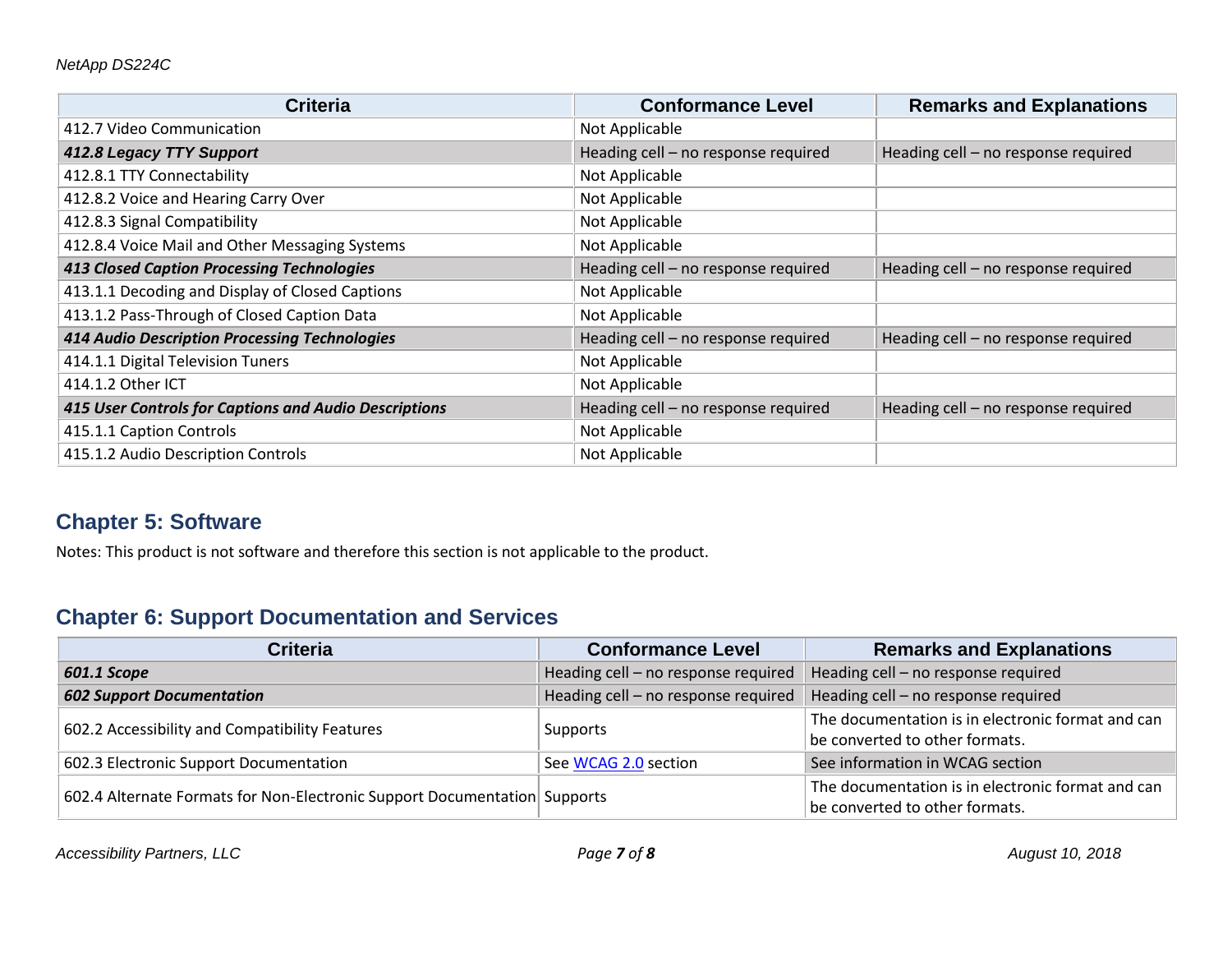| Criteria | Conformance Level | Remarks and Explanations |
| --- | --- | --- |
| 412.7 Video Communication | Not Applicable | |
| ***412.8 Legacy TTY Support*** | Heading cell – no response required | Heading cell – no response required |
| 412.8.1 TTY Connectability | Not Applicable | |
| 412.8.2 Voice and Hearing Carry Over | Not Applicable | |
| 412.8.3 Signal Compatibility | Not Applicable | |
| 412.8.4 Voice Mail and Other Messaging Systems | Not Applicable | |
| ***413 Closed Caption Processing Technologies*** | Heading cell – no response required | Heading cell – no response required |
| 413.1.1 Decoding and Display of Closed Captions | Not Applicable | |
| 413.1.2 Pass-Through of Closed Caption Data | Not Applicable | |
| ***414 Audio Description Processing Technologies*** | Heading cell – no response required | Heading cell – no response required |
| 414.1.1 Digital Television Tuners | Not Applicable | |
| 414.1.2 Other ICT | Not Applicable | |
| ***415 User Controls for Captions and Audio Descriptions*** | Heading cell – no response required | Heading cell – no response required |
| 415.1.1 Caption Controls | Not Applicable | |
| 415.1.2 Audio Description Controls | Not Applicable | |

## Chapter 5: Software

Notes: This product is not software and therefore this section is not applicable to the product.

## Chapter 6: Support Documentation and Services

| Criteria | Conformance Level | Remarks and Explanations |
| --- | --- | --- |
| ***601.1 Scope*** | Heading cell – no response required | Heading cell – no response required |
| ***602 Support Documentation*** | Heading cell – no response required | Heading cell – no response required |
| 602.2 Accessibility and Compatibility Features | Supports | The documentation is in electronic format and can be converted to other formats. |
| 602.3 Electronic Support Documentation | See WCAG 2.0 section | See information in WCAG section |
| 602.4 Alternate Formats for Non-Electronic Support Documentation | Supports | The documentation is in electronic format and can be converted to other formats. |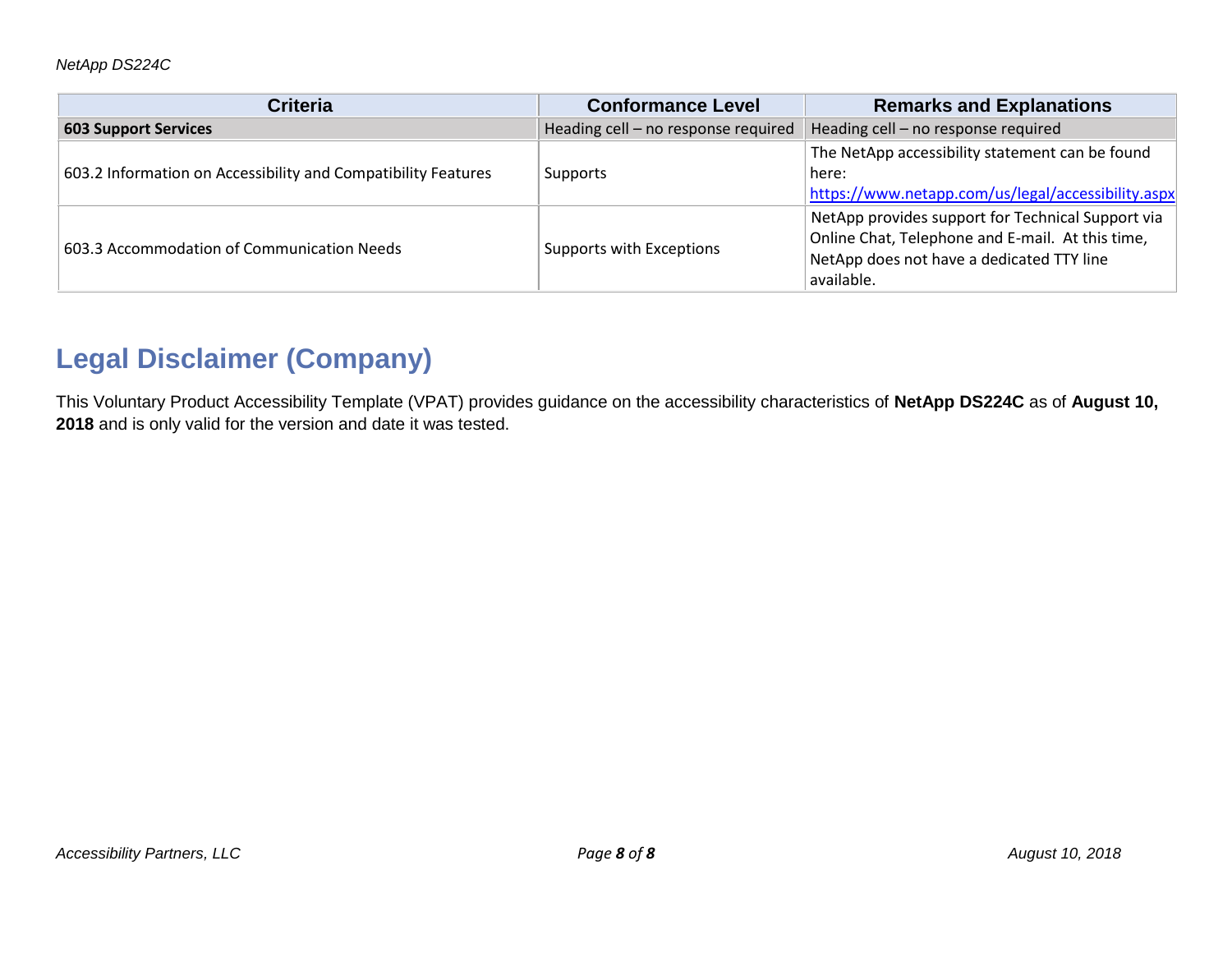| Criteria | Conformance Level | Remarks and Explanations |
|---|---|---|
| **603 Support Services** | Heading cell – no response required | Heading cell – no response required |
| 603.2 Information on Accessibility and Compatibility Features | Supports | The NetApp accessibility statement can be found here: https://www.netapp.com/us/legal/accessibility.aspx |
| 603.3 Accommodation of Communication Needs | Supports with Exceptions | NetApp provides support for Technical Support via Online Chat, Telephone and E-mail. At this time, NetApp does not have a dedicated TTY line available. |

## Legal Disclaimer (Company)

This Voluntary Product Accessibility Template (VPAT) provides guidance on the accessibility characteristics of **NetApp DS224C** as of **August 10, 2018** and is only valid for the version and date it was tested.